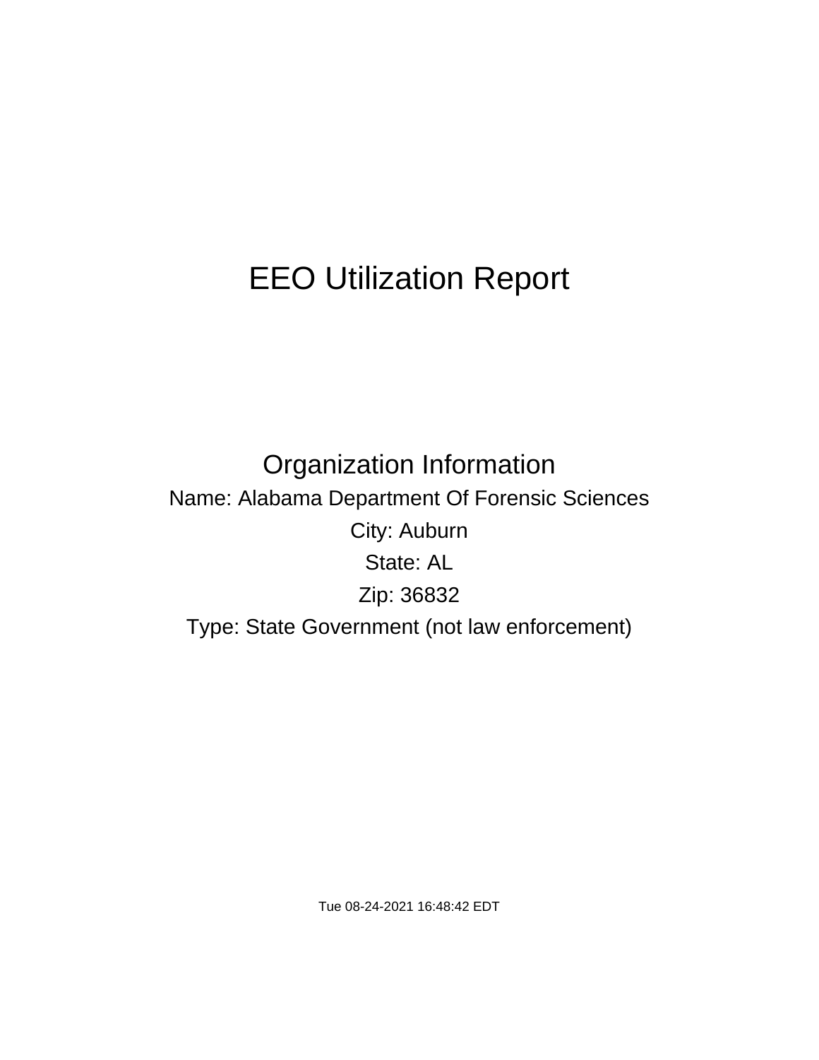# EEO Utilization Report

## Organization Information

Name: Alabama Department Of Forensic Sciences

City: Auburn

State: AL

Zip: 36832

Type: State Government (not law enforcement)

Tue 08-24-2021 16:48:42 EDT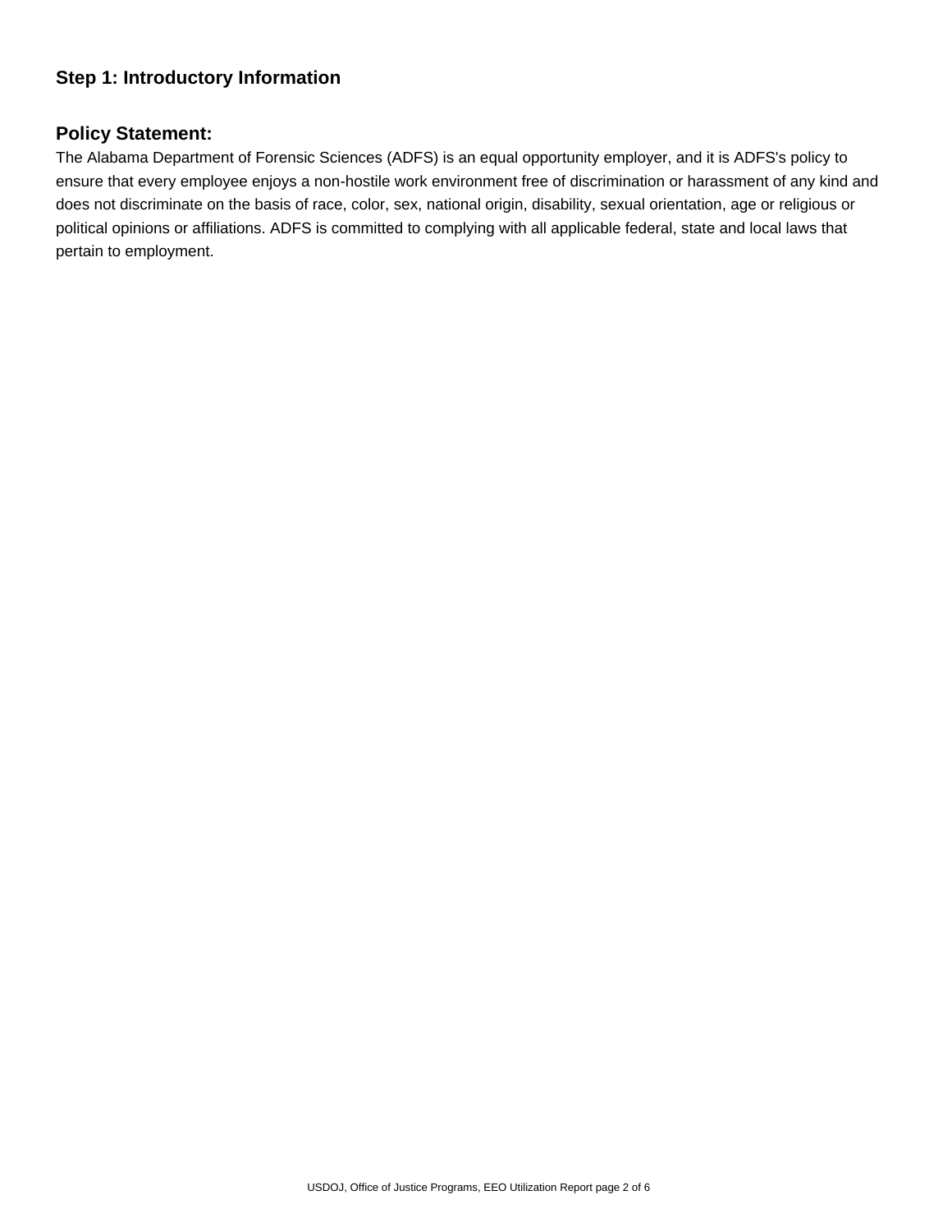## Step 1: Introductory Information

## Policy Statement:

The Alabama Department of Forensic Sciences (ADFS) is an equal opportunity employer, and it is ADFS's policy to ensure that every employee enjoys a non-hostile work environment free of discrimination or harassment of any kind and does not discriminate on the basis of race, color, sex, national origin, disability, sexual orientation, age or religious or political opinions or affiliations. ADFS is committed to complying with all applicable federal, state and local laws that pertain to employment.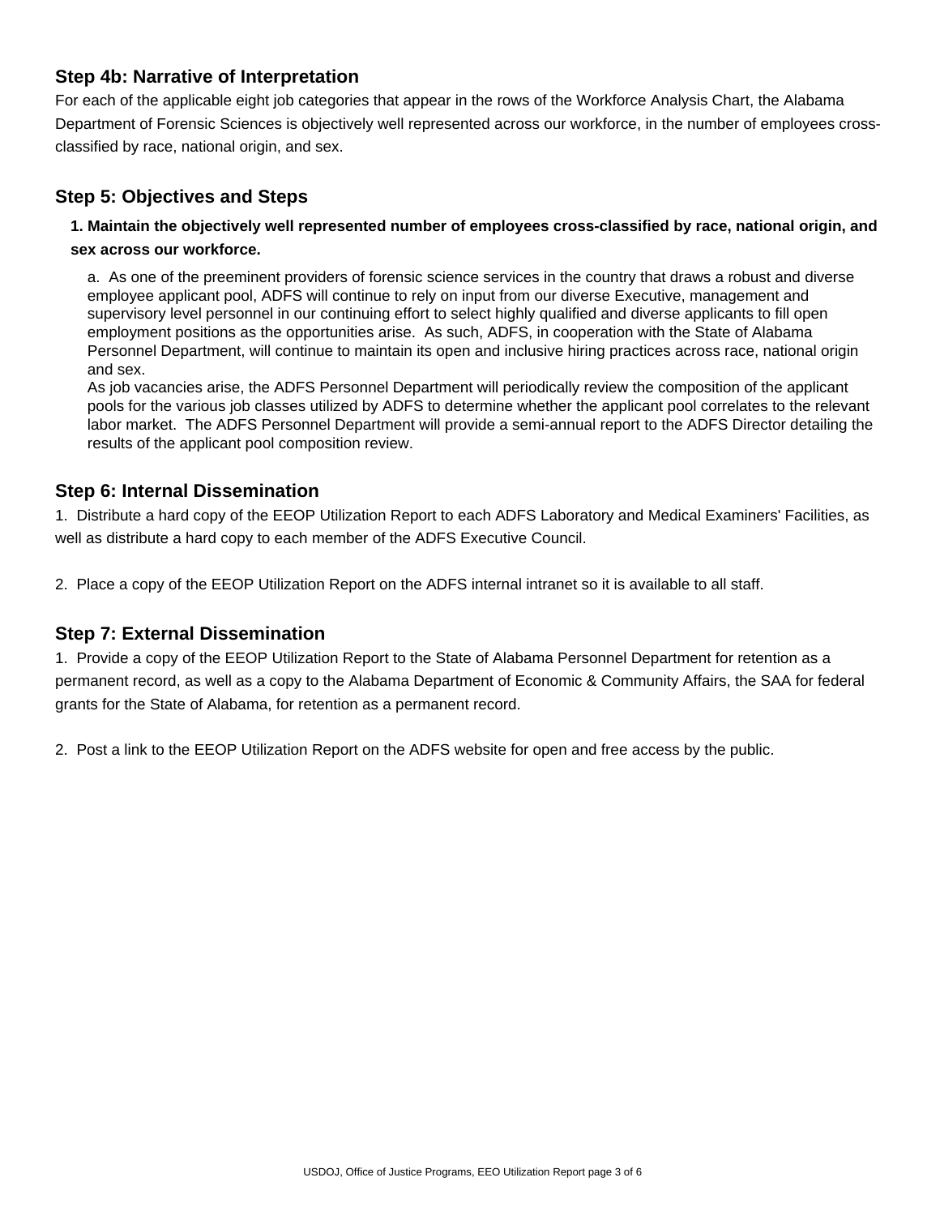## Step 4b: Narrative of Interpretation

For each of the applicable eight job categories that appear in the rows of the Workforce Analysis Chart, the Alabama Department of Forensic Sciences is objectively well represented across our workforce, in the number of employees cross-classified by race, national origin, and sex.

## Step 5: Objectives and Steps

**1. Maintain the objectively well represented number of employees cross-classified by race, national origin, and sex across our workforce.**

a. As one of the preeminent providers of forensic science services in the country that draws a robust and diverse employee applicant pool, ADFS will continue to rely on input from our diverse Executive, management and supervisory level personnel in our continuing effort to select highly qualified and diverse applicants to fill open employment positions as the opportunities arise. As such, ADFS, in cooperation with the State of Alabama Personnel Department, will continue to maintain its open and inclusive hiring practices across race, national origin and sex.

As job vacancies arise, the ADFS Personnel Department will periodically review the composition of the applicant pools for the various job classes utilized by ADFS to determine whether the applicant pool correlates to the relevant labor market. The ADFS Personnel Department will provide a semi-annual report to the ADFS Director detailing the results of the applicant pool composition review.

## Step 6: Internal Dissemination

1. Distribute a hard copy of the EEOP Utilization Report to each ADFS Laboratory and Medical Examiners' Facilities, as well as distribute a hard copy to each member of the ADFS Executive Council.

2. Place a copy of the EEOP Utilization Report on the ADFS internal intranet so it is available to all staff.

## Step 7: External Dissemination

1. Provide a copy of the EEOP Utilization Report to the State of Alabama Personnel Department for retention as a permanent record, as well as a copy to the Alabama Department of Economic & Community Affairs, the SAA for federal grants for the State of Alabama, for retention as a permanent record.

2. Post a link to the EEOP Utilization Report on the ADFS website for open and free access by the public.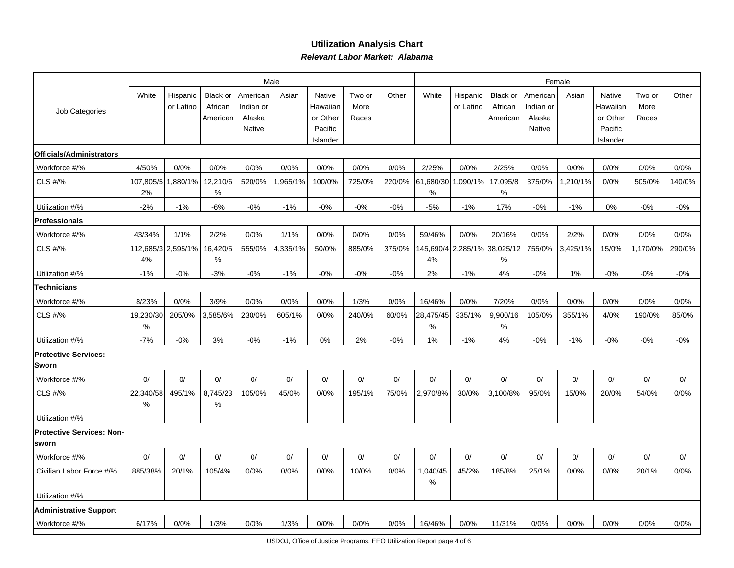## Utilization Analysis Chart

***Relevant Labor Market: Alabama***

| Job Categories | Male | | | | | | | | Female | | | | | | | |
|---|---|---|---|---|---|---|---|---|---|---|---|---|---|---|---|---|
| | White | Hispanic or Latino | Black or African American | American Indian or Alaska Native | Asian | Native Hawaiian or Other Pacific Islander | Two or More Races | Other | White | Hispanic or Latino | Black or African American | American Indian or Alaska Native | Asian | Native Hawaiian or Other Pacific Islander | Two or More Races | Other |
| **Officials/Administrators** | | | | | | | | | | | | | | | | |
| Workforce #/% | 4/50% | 0/0% | 0/0% | 0/0% | 0/0% | 0/0% | 0/0% | 0/0% | 2/25% | 0/0% | 2/25% | 0/0% | 0/0% | 0/0% | 0/0% | 0/0% |
| CLS #/% | 107,805/52% | 1,880/1% | 12,210/6% | 520/0% | 1,965/1% | 100/0% | 725/0% | 220/0% | 61,680/30% | 1,090/1% | 17,095/8% | 375/0% | 1,210/1% | 0/0% | 505/0% | 140/0% |
| Utilization #/% | -2% | -1% | -6% | -0% | -1% | -0% | -0% | -0% | -5% | -1% | 17% | -0% | -1% | 0% | -0% | -0% |
| **Professionals** | | | | | | | | | | | | | | | | |
| Workforce #/% | 43/34% | 1/1% | 2/2% | 0/0% | 1/1% | 0/0% | 0/0% | 0/0% | 59/46% | 0/0% | 20/16% | 0/0% | 2/2% | 0/0% | 0/0% | 0/0% |
| CLS #/% | 112,685/34% | 2,595/1% | 16,420/5% | 555/0% | 4,335/1% | 50/0% | 885/0% | 375/0% | 145,690/44% | 2,285/1% | 38,025/12% | 755/0% | 3,425/1% | 15/0% | 1,170/0% | 290/0% |
| Utilization #/% | -1% | -0% | -3% | -0% | -1% | -0% | -0% | -0% | 2% | -1% | 4% | -0% | 1% | -0% | -0% | -0% |
| **Technicians** | | | | | | | | | | | | | | | | |
| Workforce #/% | 8/23% | 0/0% | 3/9% | 0/0% | 0/0% | 0/0% | 1/3% | 0/0% | 16/46% | 0/0% | 7/20% | 0/0% | 0/0% | 0/0% | 0/0% | 0/0% |
| CLS #/% | 19,230/30% | 205/0% | 3,585/6% | 230/0% | 605/1% | 0/0% | 240/0% | 60/0% | 28,475/45% | 335/1% | 9,900/16% | 105/0% | 355/1% | 4/0% | 190/0% | 85/0% |
| Utilization #/% | -7% | -0% | 3% | -0% | -1% | 0% | 2% | -0% | 1% | -1% | 4% | -0% | -1% | -0% | -0% | -0% |
| **Protective Services: Sworn** | | | | | | | | | | | | | | | | |
| Workforce #/% | 0/ | 0/ | 0/ | 0/ | 0/ | 0/ | 0/ | 0/ | 0/ | 0/ | 0/ | 0/ | 0/ | 0/ | 0/ | 0/ |
| CLS #/% | 22,340/58% | 495/1% | 8,745/23% | 105/0% | 45/0% | 0/0% | 195/1% | 75/0% | 2,970/8% | 30/0% | 3,100/8% | 95/0% | 15/0% | 20/0% | 54/0% | 0/0% |
| Utilization #/% | | | | | | | | | | | | | | | | |
| **Protective Services: Non-sworn** | | | | | | | | | | | | | | | | |
| Workforce #/% | 0/ | 0/ | 0/ | 0/ | 0/ | 0/ | 0/ | 0/ | 0/ | 0/ | 0/ | 0/ | 0/ | 0/ | 0/ | 0/ |
| Civilian Labor Force #/% | 885/38% | 20/1% | 105/4% | 0/0% | 0/0% | 0/0% | 10/0% | 0/0% | 1,040/45% | 45/2% | 185/8% | 25/1% | 0/0% | 0/0% | 20/1% | 0/0% |
| Utilization #/% | | | | | | | | | | | | | | | | |
| **Administrative Support** | | | | | | | | | | | | | | | | |
| Workforce #/% | 6/17% | 0/0% | 1/3% | 0/0% | 1/3% | 0/0% | 0/0% | 0/0% | 16/46% | 0/0% | 11/31% | 0/0% | 0/0% | 0/0% | 0/0% | 0/0% |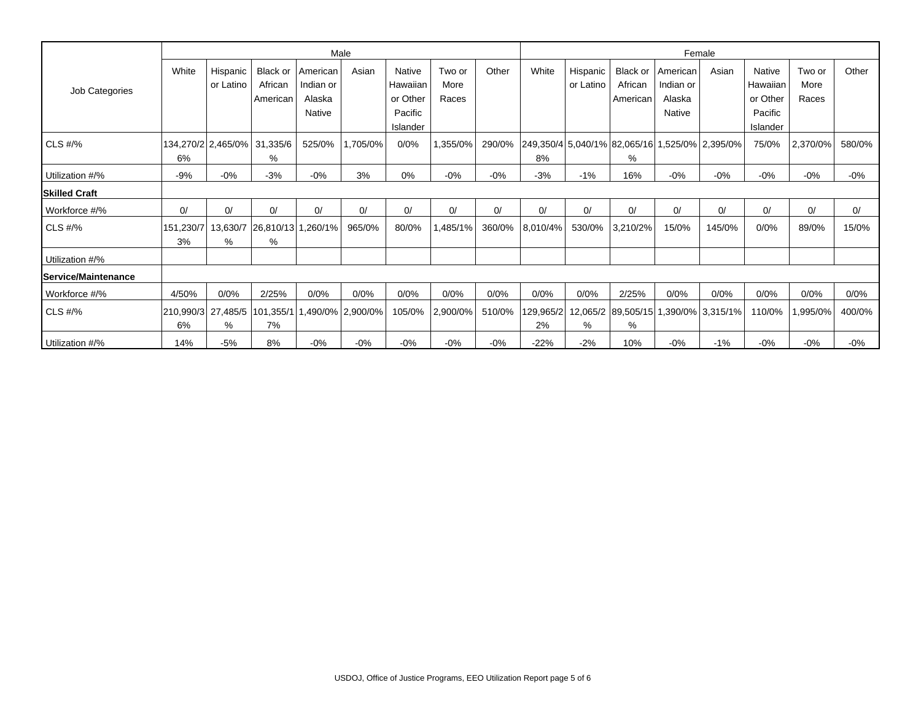| Job Categories | Male | | | | | | | | Female | | | | | | | |
|---|---|---|---|---|---|---|---|---|---|---|---|---|---|---|---|---|
| | White | Hispanic or Latino | Black or African American | American Indian or Alaska Native | Asian | Native Hawaiian or Other Pacific Islander | Two or More Races | Other | White | Hispanic or Latino | Black or African American | American Indian or Alaska Native | Asian | Native Hawaiian or Other Pacific Islander | Two or More Races | Other |
| CLS #/% | 134,270/26% | 2,465/0% | 31,335/6% | 525/0% | 1,705/0% | 0/0% | 1,355/0% | 290/0% | 249,350/48% | 5,040/1% | 82,065/16% | 1,525/0% | 2,395/0% | 75/0% | 2,370/0% | 580/0% |
| Utilization #/% | -9% | -0% | -3% | -0% | 3% | 0% | -0% | -0% | -3% | -1% | 16% | -0% | -0% | -0% | -0% | -0% |
| **Skilled Craft** | | | | | | | | | | | | | | | | |
| Workforce #/% | 0/ | 0/ | 0/ | 0/ | 0/ | 0/ | 0/ | 0/ | 0/ | 0/ | 0/ | 0/ | 0/ | 0/ | 0/ | 0/ |
| CLS #/% | 151,230/73% | 13,630/7% | 26,810/13% | 1,260/1% | 965/0% | 80/0% | 1,485/1% | 360/0% | 8,010/4% | 530/0% | 3,210/2% | 15/0% | 145/0% | 0/0% | 89/0% | 15/0% |
| Utilization #/% | | | | | | | | | | | | | | | | |
| **Service/Maintenance** | | | | | | | | | | | | | | | | |
| Workforce #/% | 4/50% | 0/0% | 2/25% | 0/0% | 0/0% | 0/0% | 0/0% | 0/0% | 0/0% | 0/0% | 2/25% | 0/0% | 0/0% | 0/0% | 0/0% | 0/0% |
| CLS #/% | 210,990/36% | 27,485/5% | 101,355/17% | 1,490/0% | 2,900/0% | 105/0% | 2,900/0% | 510/0% | 129,965/22% | 12,065/2% | 89,505/15% | 1,390/0% | 3,315/1% | 110/0% | 1,995/0% | 400/0% |
| Utilization #/% | 14% | -5% | 8% | -0% | -0% | -0% | -0% | -0% | -22% | -2% | 10% | -0% | -1% | -0% | -0% | -0% |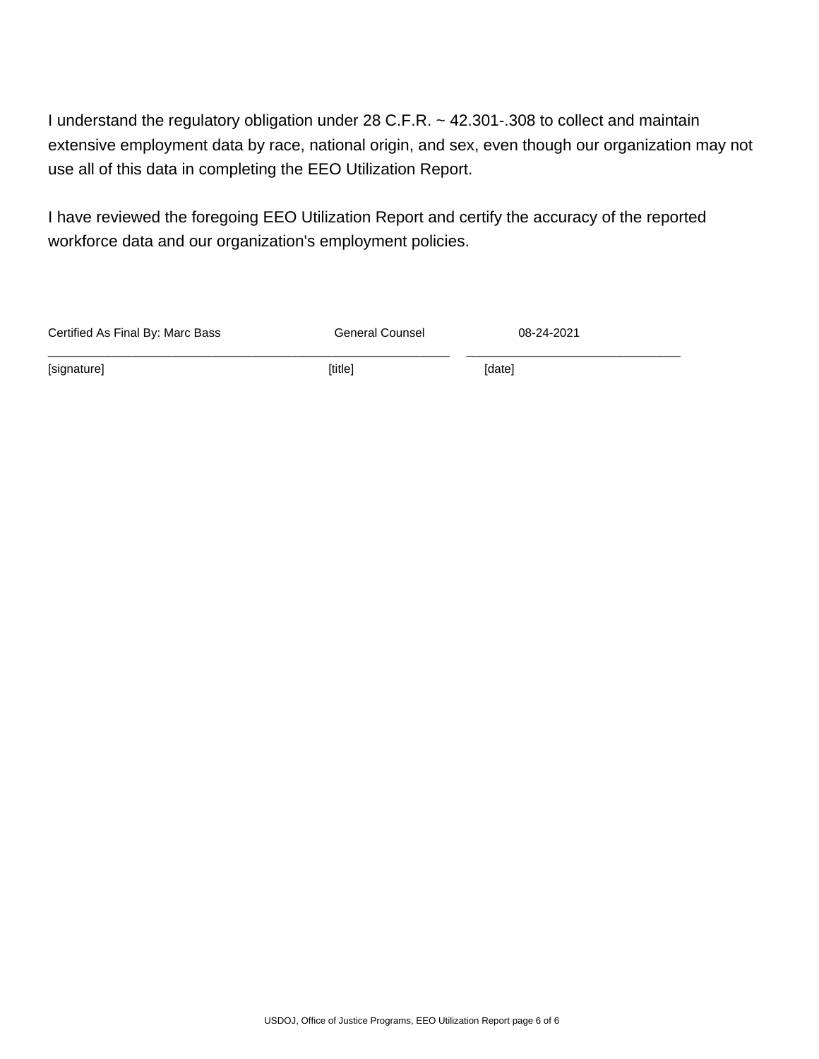I understand the regulatory obligation under 28 C.F.R. ~ 42.301-.308 to collect and maintain extensive employment data by race, national origin, and sex, even though our organization may not use all of this data in completing the EEO Utilization Report.

I have reviewed the foregoing EEO Utilization Report and certify the accuracy of the reported workforce data and our organization's employment policies.

| Certified As Final By: Marc Bass | General Counsel | 08-24-2021 |
| --- | --- | --- |
| [signature] | [title] | [date] |